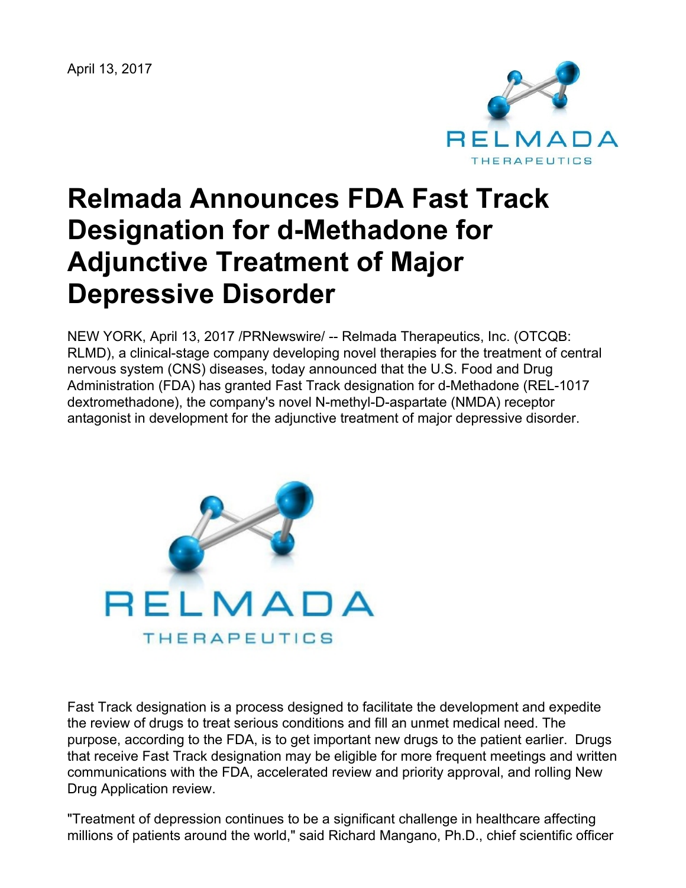April 13, 2017

# Relmada Announces FDA Fast Track Designation for d-Methadone for Adjunctive Treatment of Major Depressive Disorder

NEW YORK, April 13, 2017 /PRNewswire/ -- Relmada Therapeutics, Inc. (OTCQB: RLMD), a clinical-stage company developing novel therapies for the treatment of central nervous system (CNS) diseases, today announced that the U.S. Food and Drug Administration (FDA) has granted Fast Track designation for d-Methadone (REL-1017 dextromethadone), the company's novel N-methyl-D-aspartate (NMDA) receptor antagonist in development for the adjunctive treatment of major depressive disorder.

Fast Track designation is a process designed to facilitate the development and expedite the review of drugs to treat serious conditions and fill an unmet medical need. The purpose, according to the FDA, is to get important new drugs to the patient earlier. Drugs that receive Fast Track designation may be eligible for more frequent meetings and written communications with the FDA, accelerated review and priority approval, and rolling New Drug Application review.

"Treatment of depression continues to be a significant challenge in healthcare affecting millions of patients around the world," said Richard Mangano, Ph.D., chief scientific officer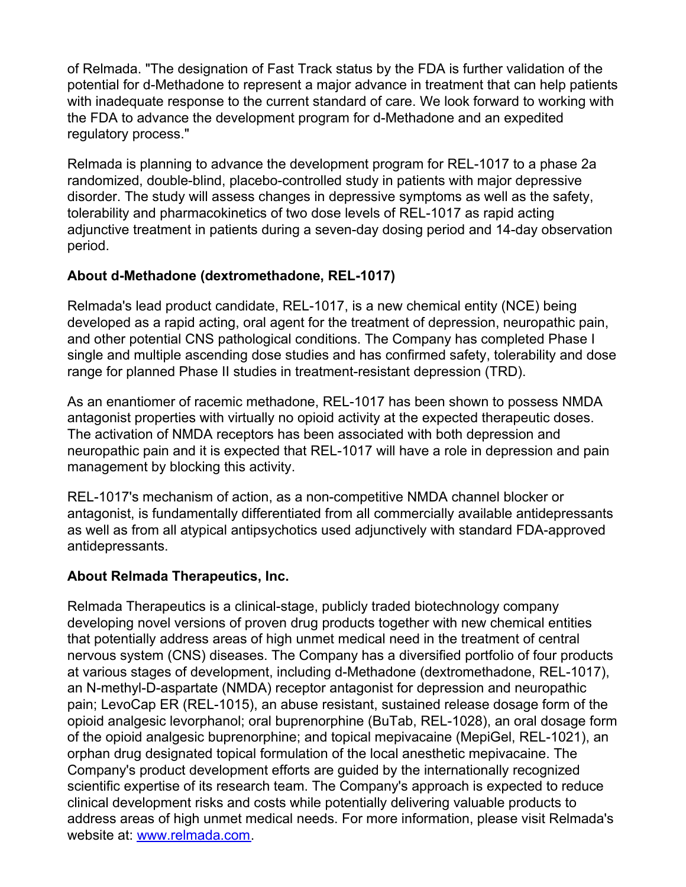of Relmada. "The designation of Fast Track status by the FDA is further validation of the potential for d-Methadone to represent a major advance in treatment that can help patients with inadequate response to the current standard of care. We look forward to working with the FDA to advance the development program for d-Methadone and an expedited regulatory process."

Relmada is planning to advance the development program for REL-1017 to a phase 2a randomized, double-blind, placebo-controlled study in patients with major depressive disorder. The study will assess changes in depressive symptoms as well as the safety, tolerability and pharmacokinetics of two dose levels of REL-1017 as rapid acting adjunctive treatment in patients during a seven-day dosing period and 14-day observation period.

**About d-Methadone (dextromethadone, REL-1017)**

Relmada's lead product candidate, REL-1017, is a new chemical entity (NCE) being developed as a rapid acting, oral agent for the treatment of depression, neuropathic pain, and other potential CNS pathological conditions. The Company has completed Phase I single and multiple ascending dose studies and has confirmed safety, tolerability and dose range for planned Phase II studies in treatment-resistant depression (TRD).

As an enantiomer of racemic methadone, REL-1017 has been shown to possess NMDA antagonist properties with virtually no opioid activity at the expected therapeutic doses. The activation of NMDA receptors has been associated with both depression and neuropathic pain and it is expected that REL-1017 will have a role in depression and pain management by blocking this activity.

REL-1017's mechanism of action, as a non-competitive NMDA channel blocker or antagonist, is fundamentally differentiated from all commercially available antidepressants as well as from all atypical antipsychotics used adjunctively with standard FDA-approved antidepressants.

**About Relmada Therapeutics, Inc.**

Relmada Therapeutics is a clinical-stage, publicly traded biotechnology company developing novel versions of proven drug products together with new chemical entities that potentially address areas of high unmet medical need in the treatment of central nervous system (CNS) diseases. The Company has a diversified portfolio of four products at various stages of development, including d-Methadone (dextromethadone, REL-1017), an N-methyl-D-aspartate (NMDA) receptor antagonist for depression and neuropathic pain; LevoCap ER (REL-1015), an abuse resistant, sustained release dosage form of the opioid analgesic levorphanol; oral buprenorphine (BuTab, REL-1028), an oral dosage form of the opioid analgesic buprenorphine; and topical mepivacaine (MepiGel, REL-1021), an orphan drug designated topical formulation of the local anesthetic mepivacaine. The Company's product development efforts are guided by the internationally recognized scientific expertise of its research team. The Company's approach is expected to reduce clinical development risks and costs while potentially delivering valuable products to address areas of high unmet medical needs. For more information, please visit Relmada's website at: [www.relmada.com](http://www.relmada.com).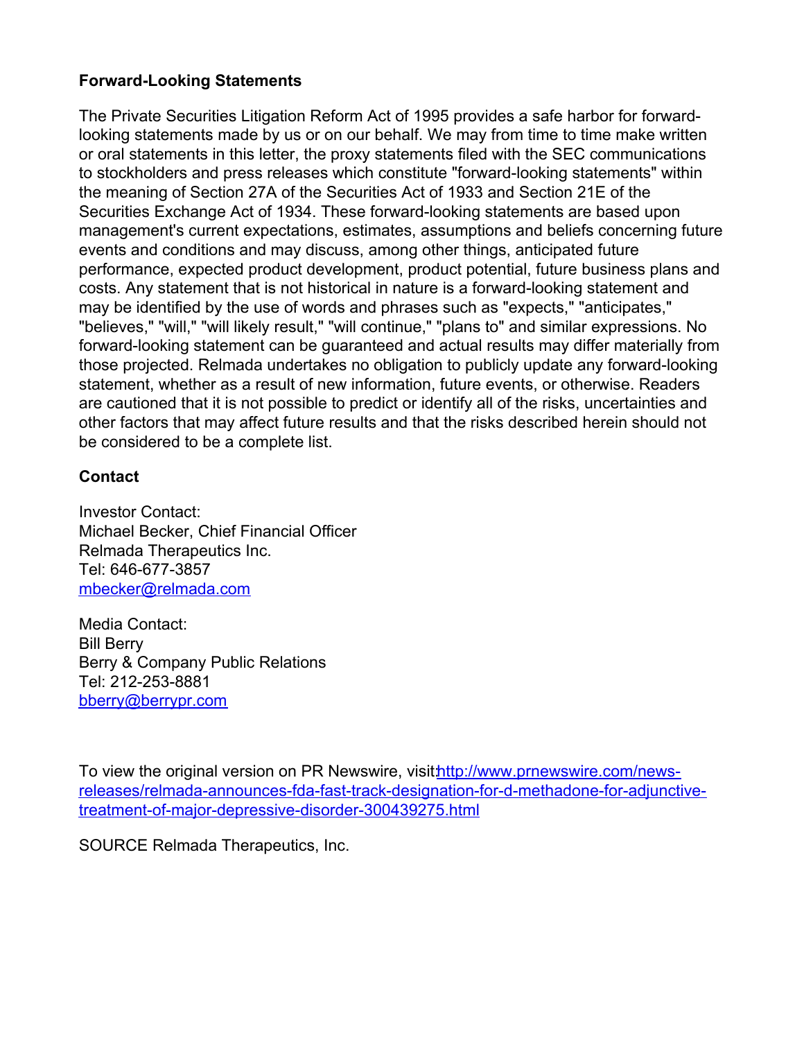**Forward-Looking Statements**

The Private Securities Litigation Reform Act of 1995 provides a safe harbor for forward-looking statements made by us or on our behalf. We may from time to time make written or oral statements in this letter, the proxy statements filed with the SEC communications to stockholders and press releases which constitute "forward-looking statements" within the meaning of Section 27A of the Securities Act of 1933 and Section 21E of the Securities Exchange Act of 1934. These forward-looking statements are based upon management's current expectations, estimates, assumptions and beliefs concerning future events and conditions and may discuss, among other things, anticipated future performance, expected product development, product potential, future business plans and costs. Any statement that is not historical in nature is a forward-looking statement and may be identified by the use of words and phrases such as "expects," "anticipates," "believes," "will," "will likely result," "will continue," "plans to" and similar expressions. No forward-looking statement can be guaranteed and actual results may differ materially from those projected. Relmada undertakes no obligation to publicly update any forward-looking statement, whether as a result of new information, future events, or otherwise. Readers are cautioned that it is not possible to predict or identify all of the risks, uncertainties and other factors that may affect future results and that the risks described herein should not be considered to be a complete list.

**Contact**

Investor Contact:
Michael Becker, Chief Financial Officer
Relmada Therapeutics Inc.
Tel: 646-677-3857
mbecker@relmada.com

Media Contact:
Bill Berry
Berry & Company Public Relations
Tel: 212-253-8881
bberry@berrypr.com

To view the original version on PR Newswire, visit:http://www.prnewswire.com/news-releases/relmada-announces-fda-fast-track-designation-for-d-methadone-for-adjunctive-treatment-of-major-depressive-disorder-300439275.html

SOURCE Relmada Therapeutics, Inc.